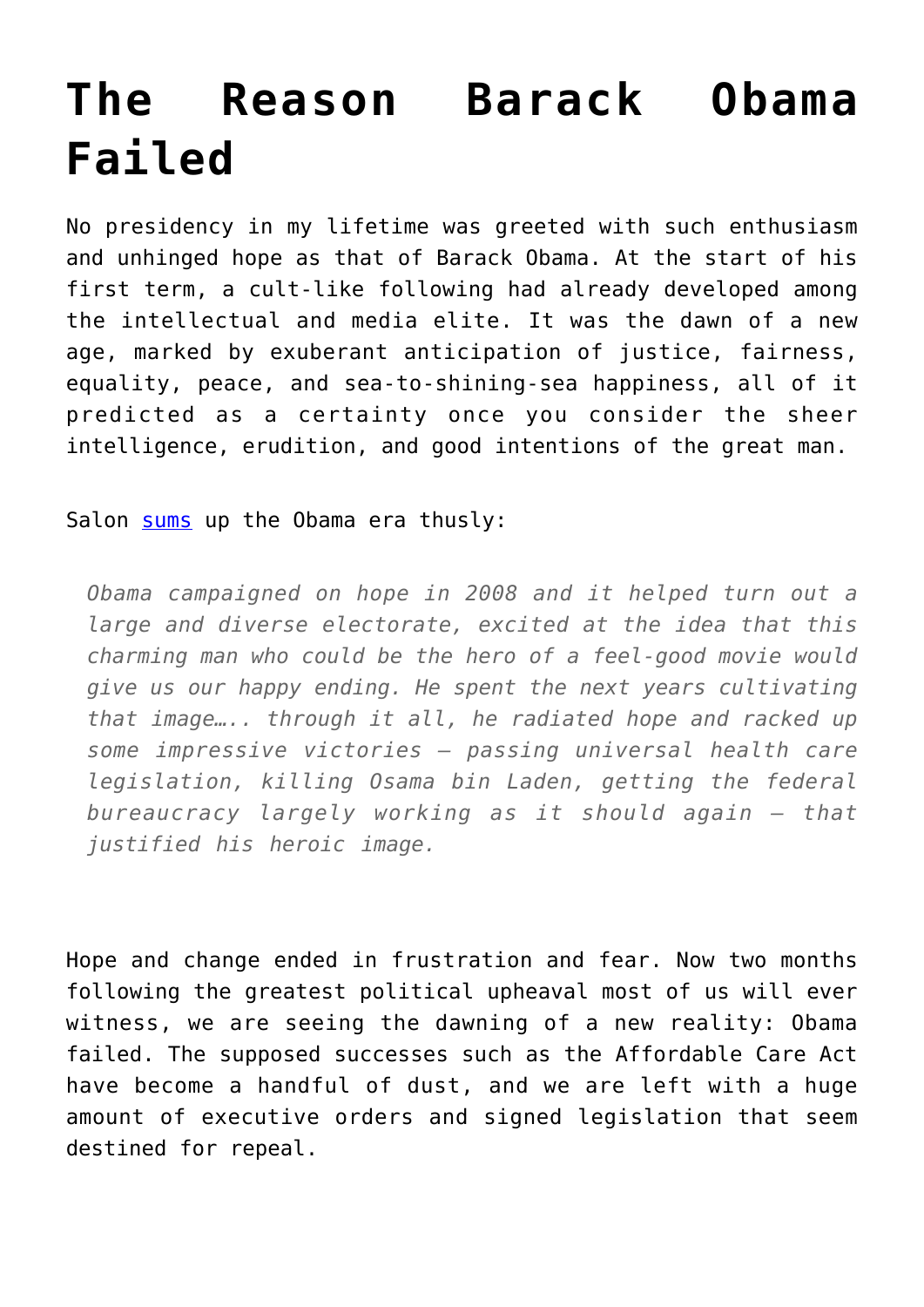# The Reason Barack Obama Failed

No presidency in my lifetime was greeted with such enthusiasm and unhinged hope as that of Barack Obama. At the start of his first term, a cult-like following had already developed among the intellectual and media elite. It was the dawn of a new age, marked by exuberant anticipation of justice, fairness, equality, peace, and sea-to-shining-sea happiness, all of it predicted as a certainty once you consider the sheer intelligence, erudition, and good intentions of the great man.

Salon [sums](#) up the Obama era thusly:

> *Obama campaigned on hope in 2008 and it helped turn out a large and diverse electorate, excited at the idea that this charming man who could be the hero of a feel-good movie would give us our happy ending. He spent the next years cultivating that image….. through it all, he radiated hope and racked up some impressive victories — passing universal health care legislation, killing Osama bin Laden, getting the federal bureaucracy largely working as it should again — that justified his heroic image.*

Hope and change ended in frustration and fear. Now two months following the greatest political upheaval most of us will ever witness, we are seeing the dawning of a new reality: Obama failed. The supposed successes such as the Affordable Care Act have become a handful of dust, and we are left with a huge amount of executive orders and signed legislation that seem destined for repeal.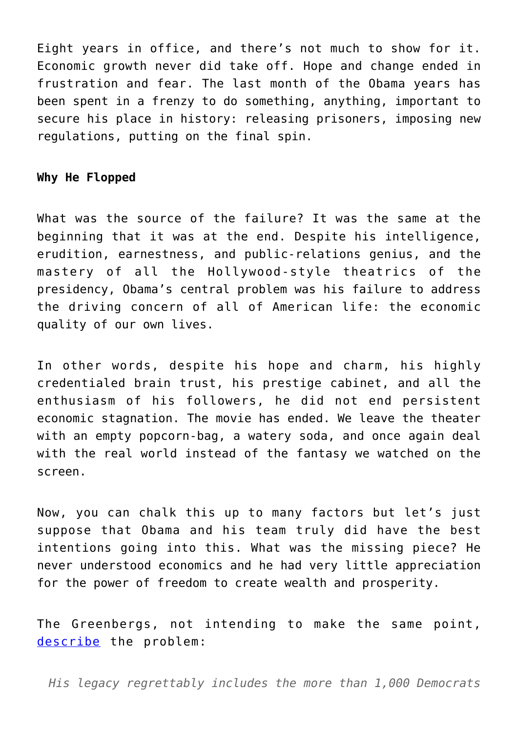Eight years in office, and there's not much to show for it. Economic growth never did take off. Hope and change ended in frustration and fear. The last month of the Obama years has been spent in a frenzy to do something, anything, important to secure his place in history: releasing prisoners, imposing new regulations, putting on the final spin.

**Why He Flopped**

What was the source of the failure? It was the same at the beginning that it was at the end. Despite his intelligence, erudition, earnestness, and public-relations genius, and the mastery of all the Hollywood-style theatrics of the presidency, Obama's central problem was his failure to address the driving concern of all of American life: the economic quality of our own lives.

In other words, despite his hope and charm, his highly credentialed brain trust, his prestige cabinet, and all the enthusiasm of his followers, he did not end persistent economic stagnation. The movie has ended. We leave the theater with an empty popcorn-bag, a watery soda, and once again deal with the real world instead of the fantasy we watched on the screen.

Now, you can chalk this up to many factors but let's just suppose that Obama and his team truly did have the best intentions going into this. What was the missing piece? He never understood economics and he had very little appreciation for the power of freedom to create wealth and prosperity.

The Greenbergs, not intending to make the same point, [describe] the problem:

> *His legacy regrettably includes the more than 1,000 Democrats*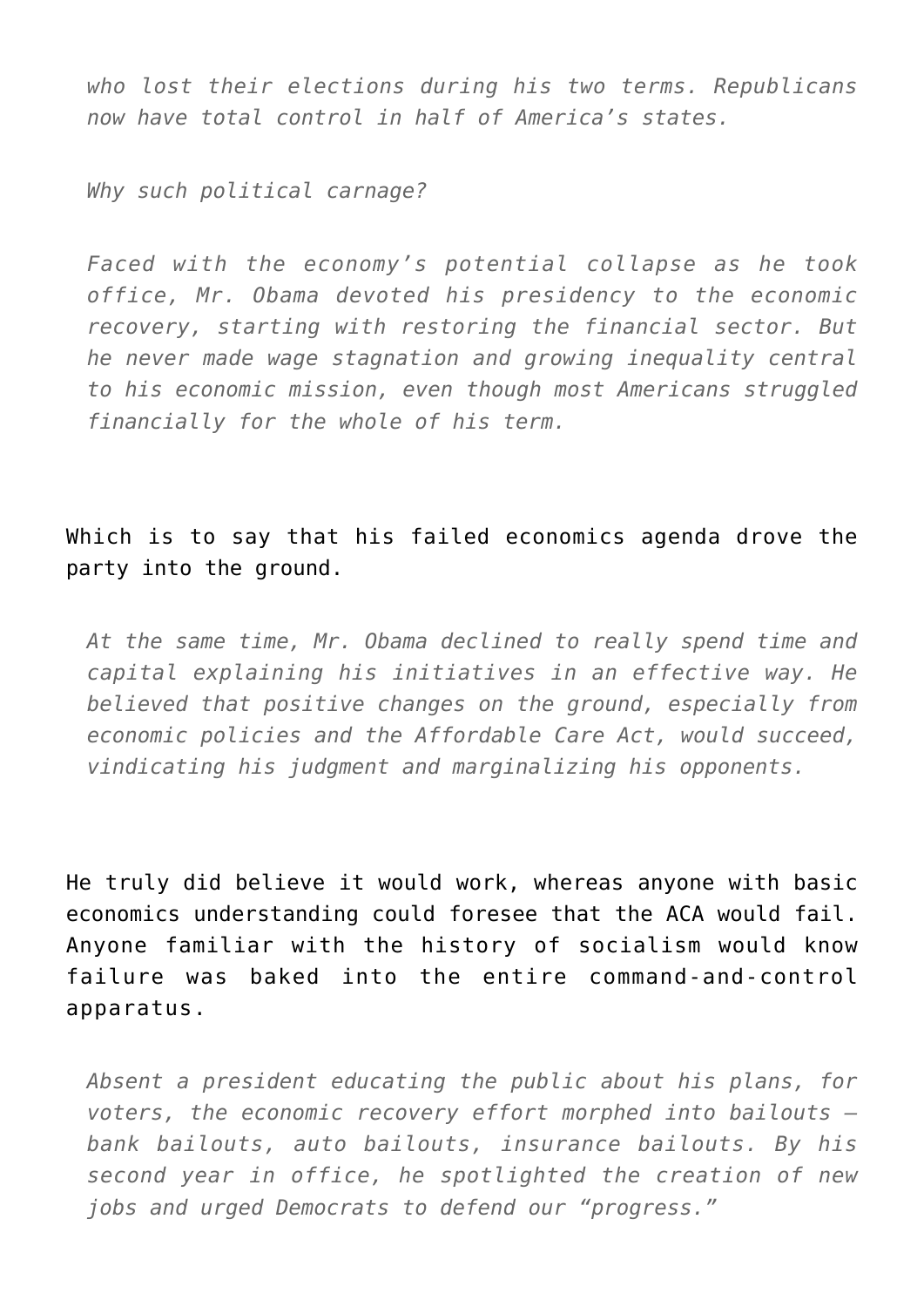> *who lost their elections during his two terms. Republicans now have total control in half of America's states.*
>
> *Why such political carnage?*
>
> *Faced with the economy's potential collapse as he took office, Mr. Obama devoted his presidency to the economic recovery, starting with restoring the financial sector. But he never made wage stagnation and growing inequality central to his economic mission, even though most Americans struggled financially for the whole of his term.*

Which is to say that his failed economics agenda drove the party into the ground.

> *At the same time, Mr. Obama declined to really spend time and capital explaining his initiatives in an effective way. He believed that positive changes on the ground, especially from economic policies and the Affordable Care Act, would succeed, vindicating his judgment and marginalizing his opponents.*

He truly did believe it would work, whereas anyone with basic economics understanding could foresee that the ACA would fail. Anyone familiar with the history of socialism would know failure was baked into the entire command-and-control apparatus.

> *Absent a president educating the public about his plans, for voters, the economic recovery effort morphed into bailouts — bank bailouts, auto bailouts, insurance bailouts. By his second year in office, he spotlighted the creation of new jobs and urged Democrats to defend our "progress."*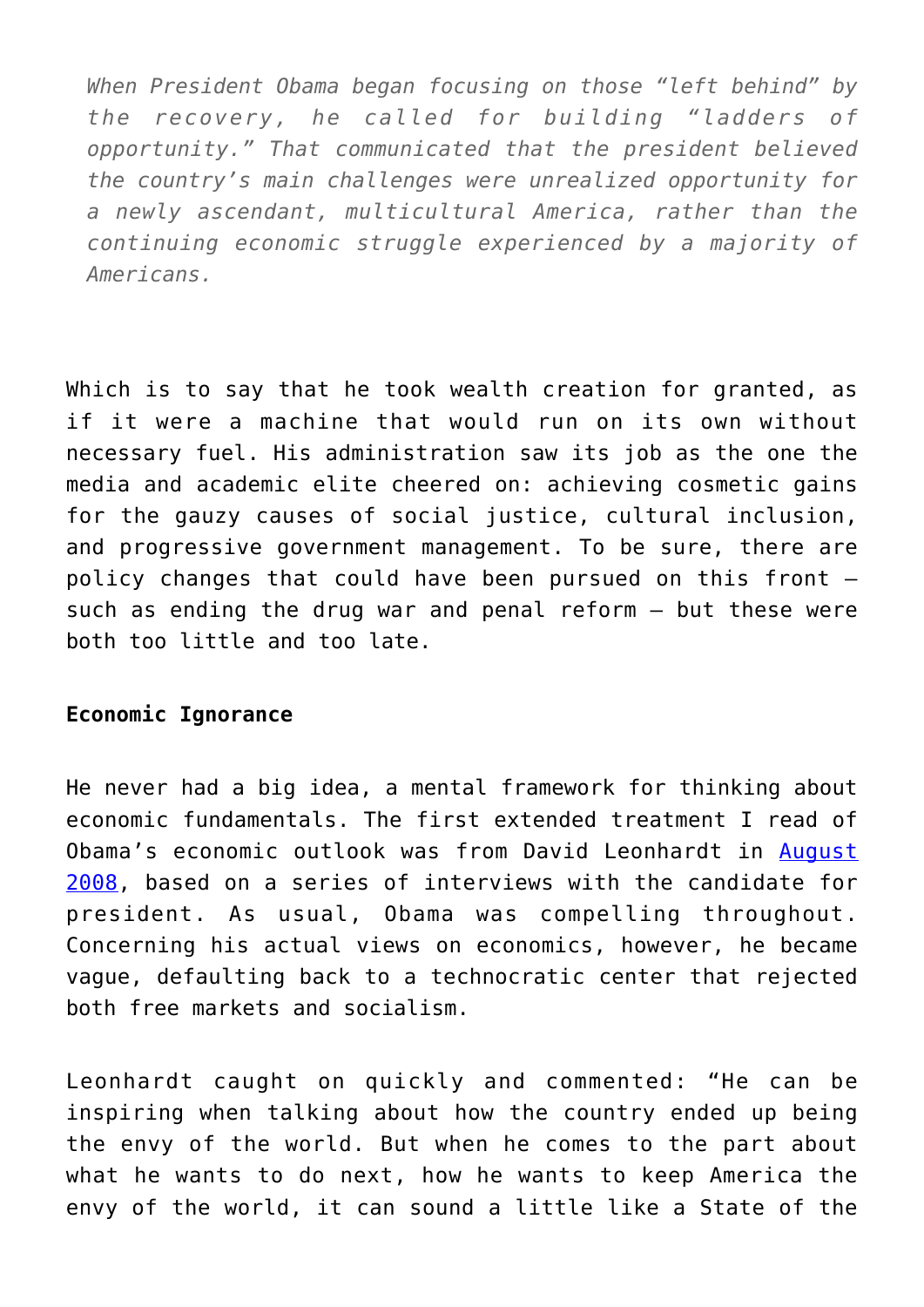> *When President Obama began focusing on those "left behind" by the recovery, he called for building "ladders of opportunity." That communicated that the president believed the country's main challenges were unrealized opportunity for a newly ascendant, multicultural America, rather than the continuing economic struggle experienced by a majority of Americans.*

Which is to say that he took wealth creation for granted, as if it were a machine that would run on its own without necessary fuel. His administration saw its job as the one the media and academic elite cheered on: achieving cosmetic gains for the gauzy causes of social justice, cultural inclusion, and progressive government management. To be sure, there are policy changes that could have been pursued on this front — such as ending the drug war and penal reform — but these were both too little and too late.

**Economic Ignorance**

He never had a big idea, a mental framework for thinking about economic fundamentals. The first extended treatment I read of Obama's economic outlook was from David Leonhardt in [August 2008](), based on a series of interviews with the candidate for president. As usual, Obama was compelling throughout. Concerning his actual views on economics, however, he became vague, defaulting back to a technocratic center that rejected both free markets and socialism.

Leonhardt caught on quickly and commented: "He can be inspiring when talking about how the country ended up being the envy of the world. But when he comes to the part about what he wants to do next, how he wants to keep America the envy of the world, it can sound a little like a State of the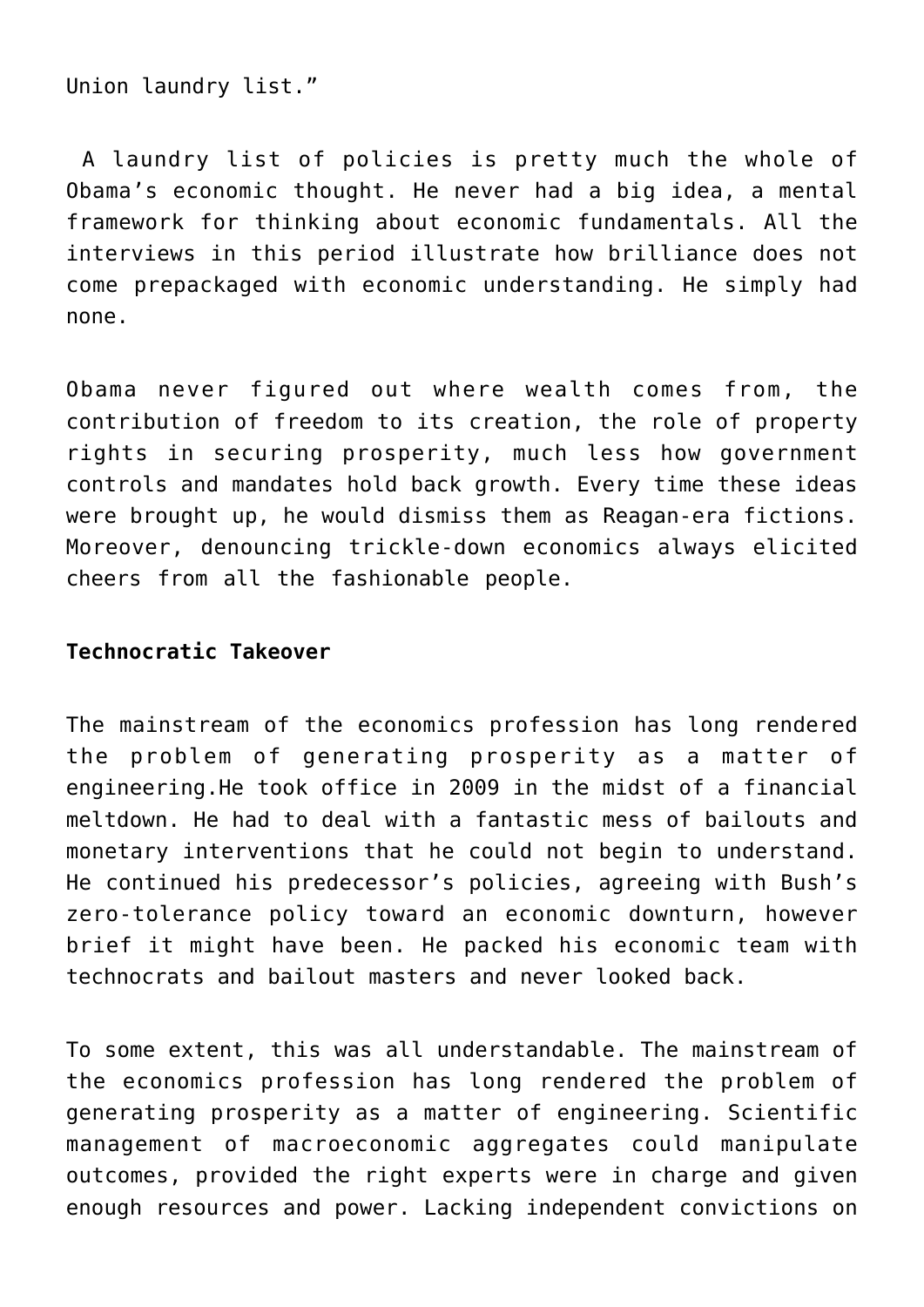Union laundry list."

A laundry list of policies is pretty much the whole of Obama's economic thought. He never had a big idea, a mental framework for thinking about economic fundamentals. All the interviews in this period illustrate how brilliance does not come prepackaged with economic understanding. He simply had none.

Obama never figured out where wealth comes from, the contribution of freedom to its creation, the role of property rights in securing prosperity, much less how government controls and mandates hold back growth. Every time these ideas were brought up, he would dismiss them as Reagan-era fictions. Moreover, denouncing trickle-down economics always elicited cheers from all the fashionable people.

**Technocratic Takeover**

The mainstream of the economics profession has long rendered the problem of generating prosperity as a matter of engineering.He took office in 2009 in the midst of a financial meltdown. He had to deal with a fantastic mess of bailouts and monetary interventions that he could not begin to understand. He continued his predecessor's policies, agreeing with Bush's zero-tolerance policy toward an economic downturn, however brief it might have been. He packed his economic team with technocrats and bailout masters and never looked back.

To some extent, this was all understandable. The mainstream of the economics profession has long rendered the problem of generating prosperity as a matter of engineering. Scientific management of macroeconomic aggregates could manipulate outcomes, provided the right experts were in charge and given enough resources and power. Lacking independent convictions on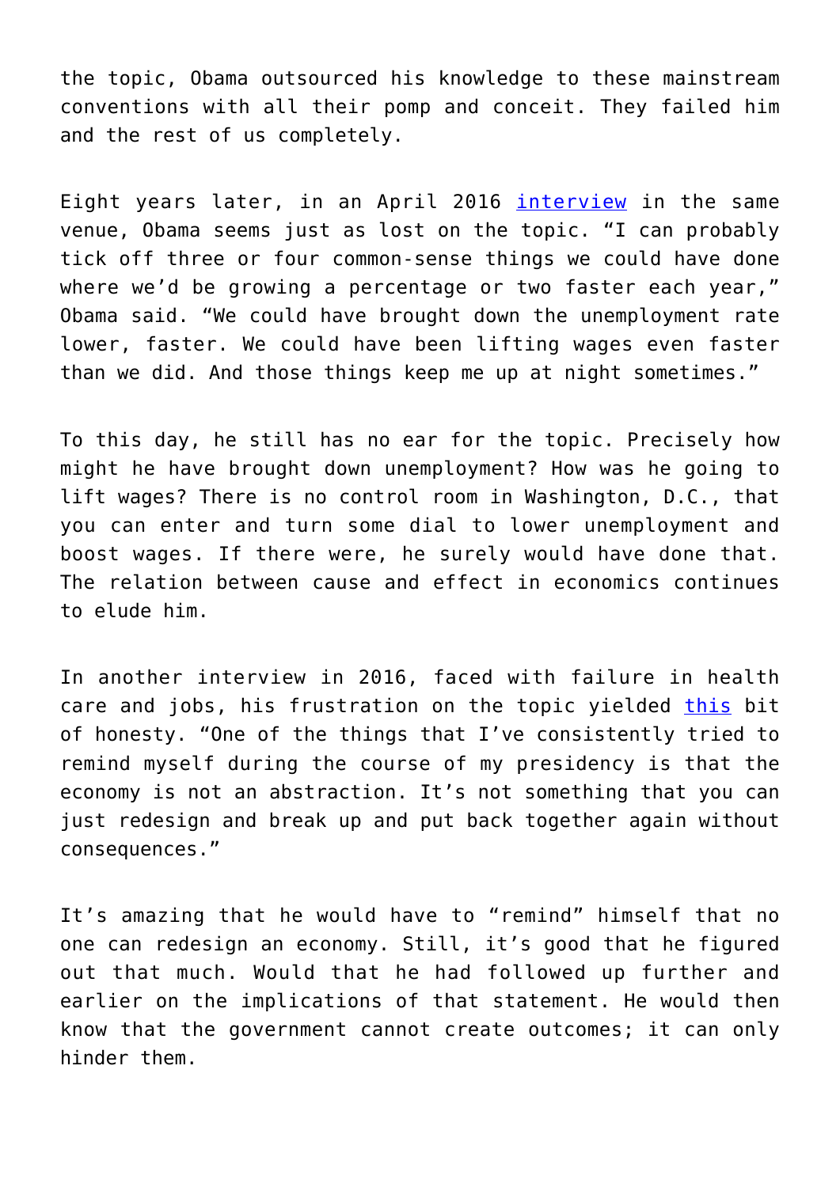the topic, Obama outsourced his knowledge to these mainstream conventions with all their pomp and conceit. They failed him and the rest of us completely.

Eight years later, in an April 2016 [interview](#) in the same venue, Obama seems just as lost on the topic. "I can probably tick off three or four common-sense things we could have done where we'd be growing a percentage or two faster each year," Obama said. "We could have brought down the unemployment rate lower, faster. We could have been lifting wages even faster than we did. And those things keep me up at night sometimes."

To this day, he still has no ear for the topic. Precisely how might he have brought down unemployment? How was he going to lift wages? There is no control room in Washington, D.C., that you can enter and turn some dial to lower unemployment and boost wages. If there were, he surely would have done that. The relation between cause and effect in economics continues to elude him.

In another interview in 2016, faced with failure in health care and jobs, his frustration on the topic yielded [this](#) bit of honesty. "One of the things that I've consistently tried to remind myself during the course of my presidency is that the economy is not an abstraction. It's not something that you can just redesign and break up and put back together again without consequences."

It's amazing that he would have to "remind" himself that no one can redesign an economy. Still, it's good that he figured out that much. Would that he had followed up further and earlier on the implications of that statement. He would then know that the government cannot create outcomes; it can only hinder them.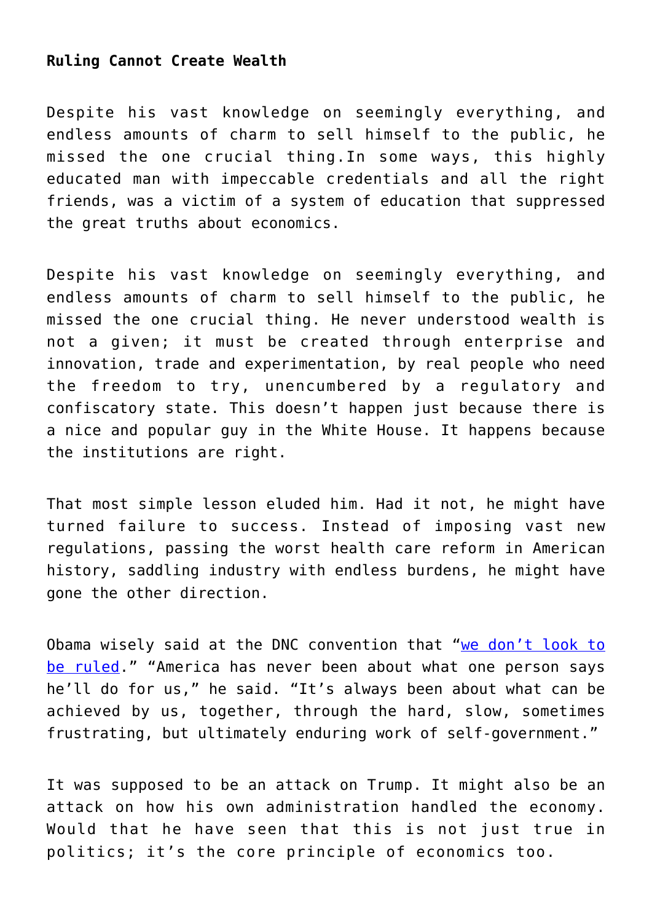**Ruling Cannot Create Wealth**

Despite his vast knowledge on seemingly everything, and endless amounts of charm to sell himself to the public, he missed the one crucial thing.In some ways, this highly educated man with impeccable credentials and all the right friends, was a victim of a system of education that suppressed the great truths about economics.

Despite his vast knowledge on seemingly everything, and endless amounts of charm to sell himself to the public, he missed the one crucial thing. He never understood wealth is not a given; it must be created through enterprise and innovation, trade and experimentation, by real people who need the freedom to try, unencumbered by a regulatory and confiscatory state. This doesn't happen just because there is a nice and popular guy in the White House. It happens because the institutions are right.

That most simple lesson eluded him. Had it not, he might have turned failure to success. Instead of imposing vast new regulations, passing the worst health care reform in American history, saddling industry with endless burdens, he might have gone the other direction.

Obama wisely said at the DNC convention that "we don't look to be ruled." "America has never been about what one person says he'll do for us," he said. "It's always been about what can be achieved by us, together, through the hard, slow, sometimes frustrating, but ultimately enduring work of self-government."

It was supposed to be an attack on Trump. It might also be an attack on how his own administration handled the economy. Would that he have seen that this is not just true in politics; it's the core principle of economics too.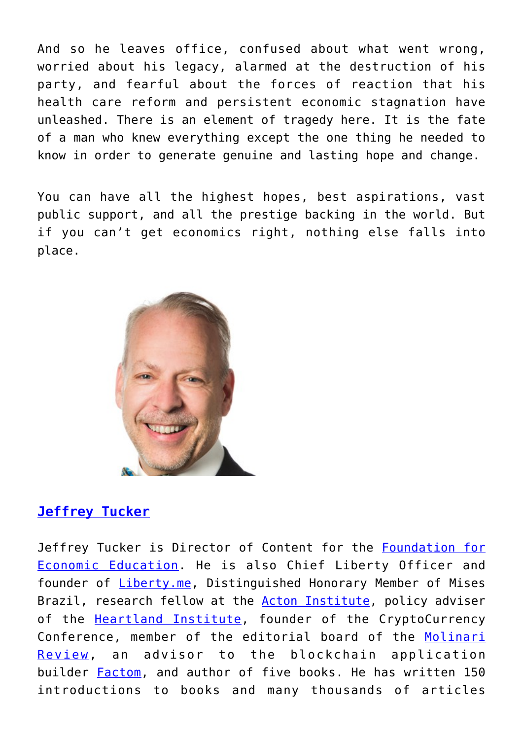And so he leaves office, confused about what went wrong, worried about his legacy, alarmed at the destruction of his party, and fearful about the forces of reaction that his health care reform and persistent economic stagnation have unleashed. There is an element of tragedy here. It is the fate of a man who knew everything except the one thing he needed to know in order to generate genuine and lasting hope and change.

You can have all the highest hopes, best aspirations, vast public support, and all the prestige backing in the world. But if you can't get economics right, nothing else falls into place.

### **Jeffrey Tucker**

Jeffrey Tucker is Director of Content for the Foundation for Economic Education. He is also Chief Liberty Officer and founder of Liberty.me, Distinguished Honorary Member of Mises Brazil, research fellow at the Acton Institute, policy adviser of the Heartland Institute, founder of the CryptoCurrency Conference, member of the editorial board of the Molinari Review, an advisor to the blockchain application builder Factom, and author of five books. He has written 150 introductions to books and many thousands of articles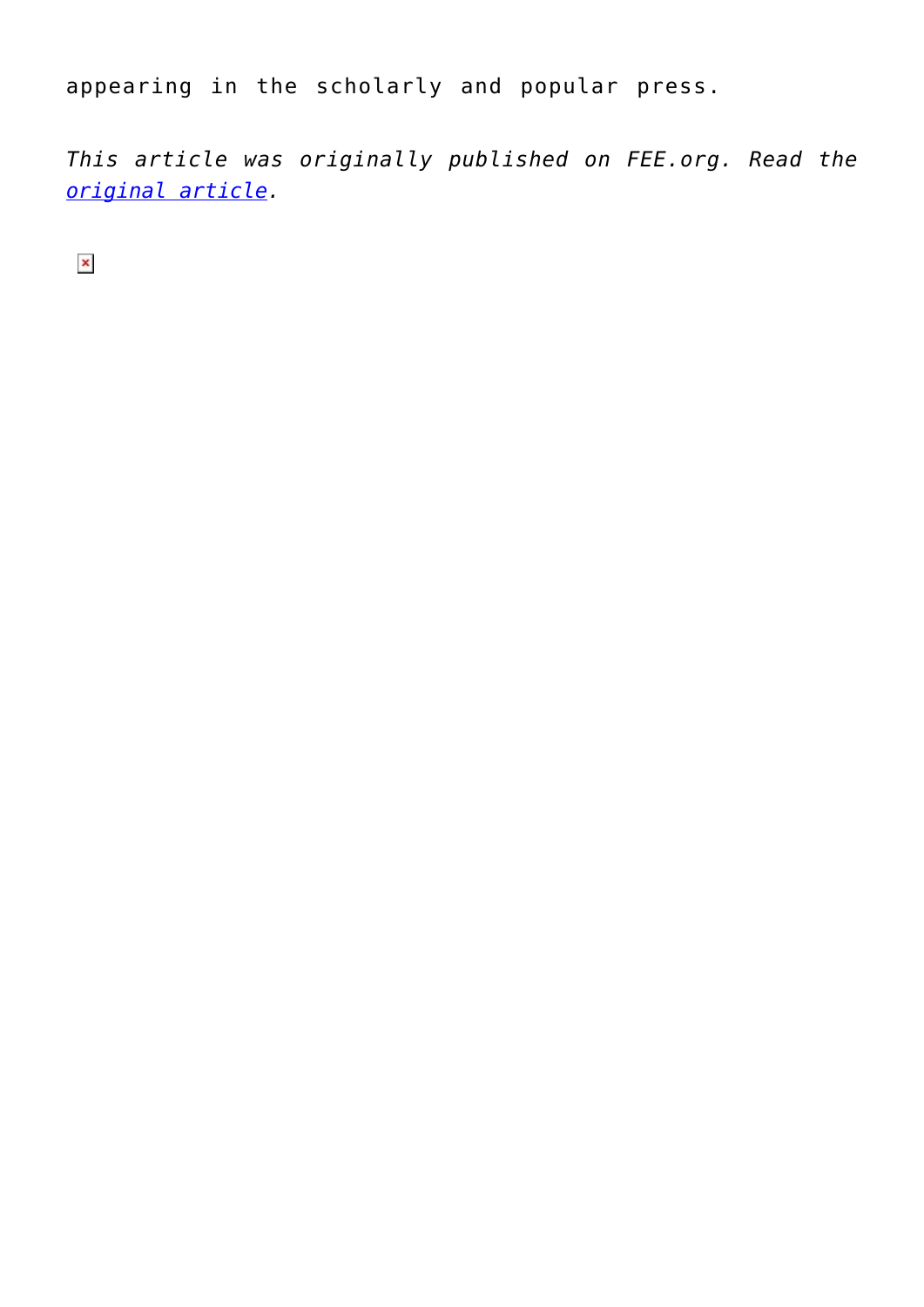appearing in the scholarly and popular press.

*This article was originally published on FEE.org. Read the [original article](original article).*